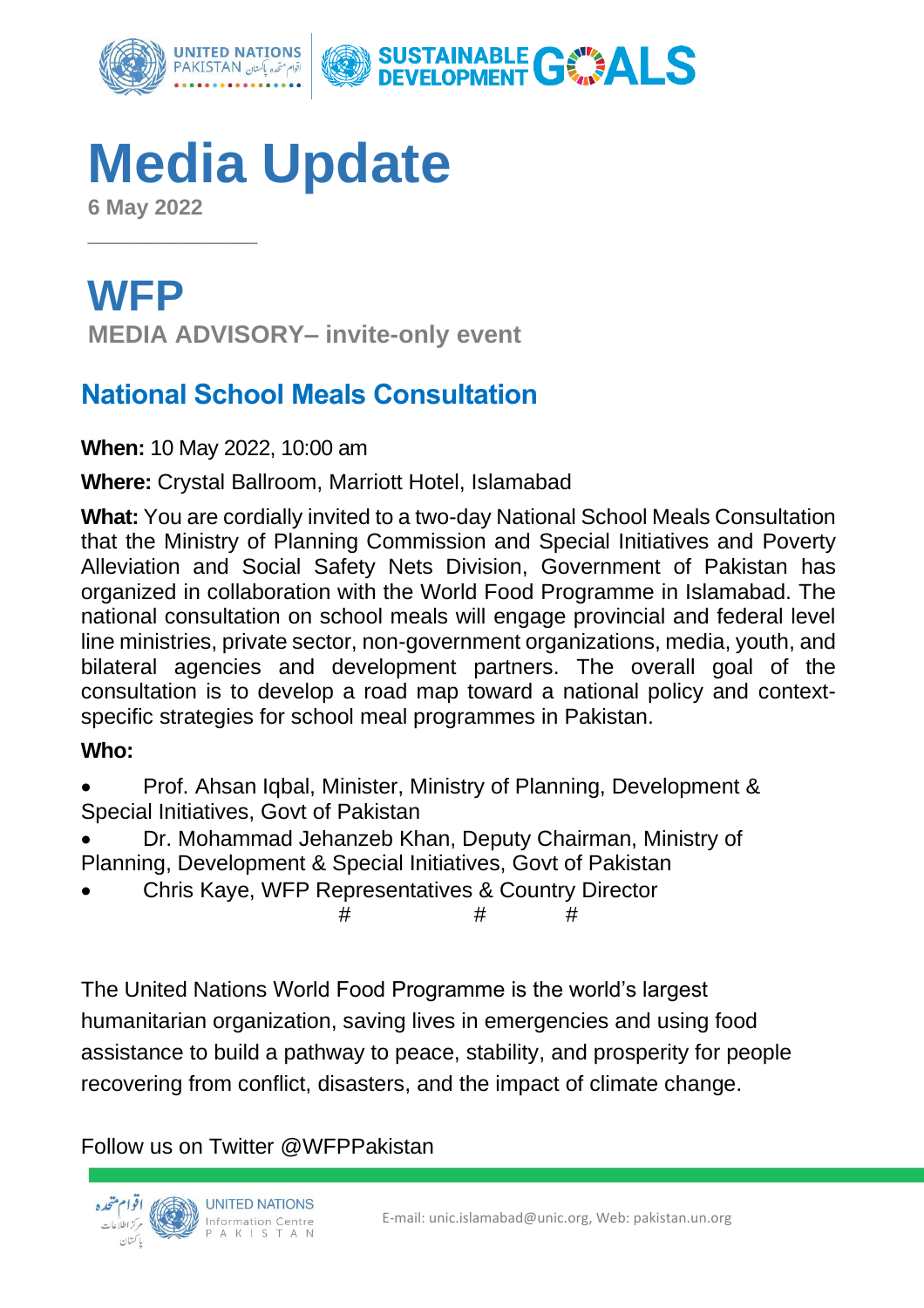# Media Update

**6 May 2022**

## WFP

**MEDIA ADVISORY– invite-only event**

### National School Meals Consultation

**When:** 10 May 2022, 10:00 am

**Where:** Crystal Ballroom, Marriott Hotel, Islamabad

**What:** You are cordially invited to a two-day National School Meals Consultation that the Ministry of Planning Commission and Special Initiatives and Poverty Alleviation and Social Safety Nets Division, Government of Pakistan has organized in collaboration with the World Food Programme in Islamabad. The national consultation on school meals will engage provincial and federal level line ministries, private sector, non-government organizations, media, youth, and bilateral agencies and development partners. The overall goal of the consultation is to develop a road map toward a national policy and context-specific strategies for school meal programmes in Pakistan.

**Who:**

- Prof. Ahsan Iqbal, Minister, Ministry of Planning, Development & Special Initiatives, Govt of Pakistan
- Dr. Mohammad Jehanzeb Khan, Deputy Chairman, Ministry of Planning, Development & Special Initiatives, Govt of Pakistan
- Chris Kaye, WFP Representatives & Country Director

# # #

The United Nations World Food Programme is the world's largest humanitarian organization, saving lives in emergencies and using food assistance to build a pathway to peace, stability, and prosperity for people recovering from conflict, disasters, and the impact of climate change.

Follow us on Twitter @WFPPakistan

E-mail: unic.islamabad@unic.org, Web: pakistan.un.org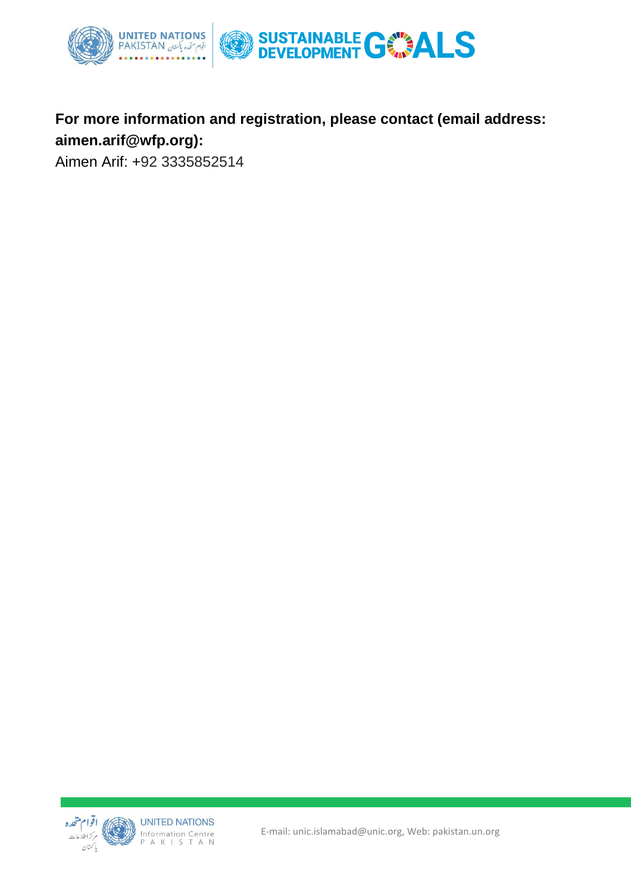**For more information and registration, please contact (email address: aimen.arif@wfp.org):**

Aimen Arif: +92 3335852514